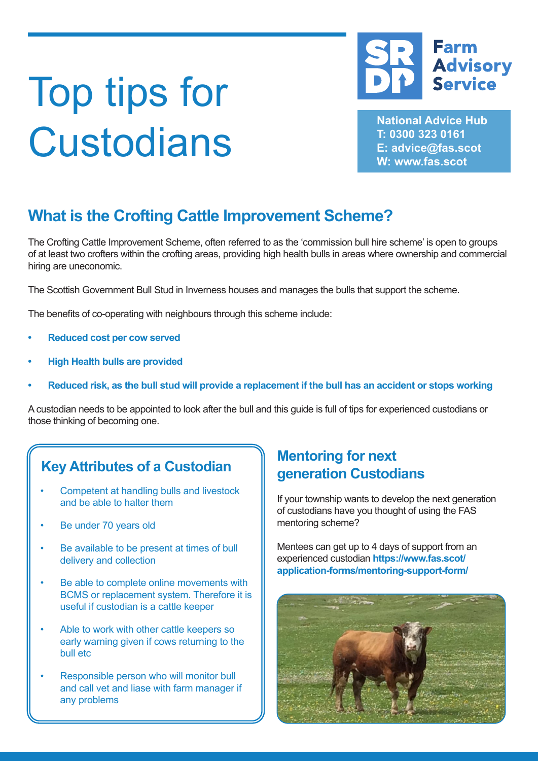# Top tips for Custodians

**Farm Advisory Service**

**National Advice Hub**
**T: 0300 323 0161**
**E: advice@fas.scot**
**W: www.fas.scot**

## What is the Crofting Cattle Improvement Scheme?

The Crofting Cattle Improvement Scheme, often referred to as the 'commission bull hire scheme' is open to groups of at least two crofters within the crofting areas, providing high health bulls in areas where ownership and commercial hiring are uneconomic.

The Scottish Government Bull Stud in Inverness houses and manages the bulls that support the scheme.

The benefits of co-operating with neighbours through this scheme include:

- **Reduced cost per cow served**
- **High Health bulls are provided**
- **Reduced risk, as the bull stud will provide a replacement if the bull has an accident or stops working**

A custodian needs to be appointed to look after the bull and this guide is full of tips for experienced custodians or those thinking of becoming one.

## Key Attributes of a Custodian

- Competent at handling bulls and livestock and be able to halter them
- Be under 70 years old
- Be available to be present at times of bull delivery and collection
- Be able to complete online movements with BCMS or replacement system. Therefore it is useful if custodian is a cattle keeper
- Able to work with other cattle keepers so early warning given if cows returning to the bull etc
- Responsible person who will monitor bull and call vet and liase with farm manager if any problems

## Mentoring for next generation Custodians

If your township wants to develop the next generation of custodians have you thought of using the FAS mentoring scheme?

Mentees can get up to 4 days of support from an experienced custodian **https://www.fas.scot/application-forms/mentoring-support-form/**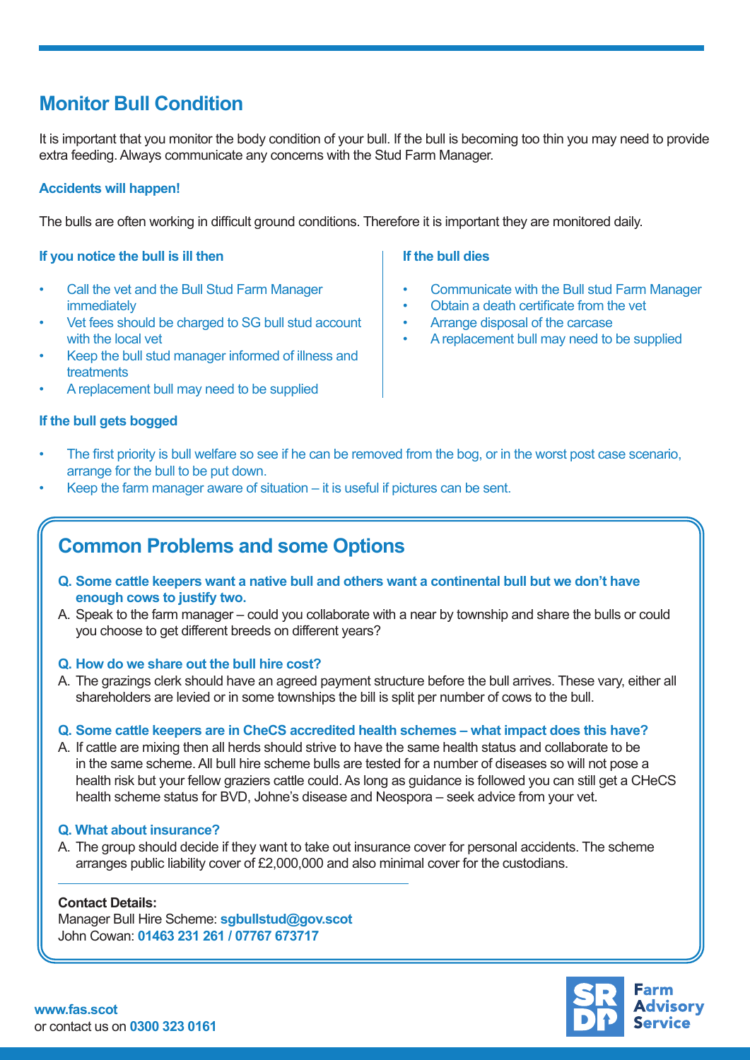## Monitor Bull Condition

It is important that you monitor the body condition of your bull. If the bull is becoming too thin you may need to provide extra feeding. Always communicate any concerns with the Stud Farm Manager.

### Accidents will happen!

The bulls are often working in difficult ground conditions. Therefore it is important they are monitored daily.

### If you notice the bull is ill then

- Call the vet and the Bull Stud Farm Manager immediately
- Vet fees should be charged to SG bull stud account with the local vet
- Keep the bull stud manager informed of illness and treatments
- A replacement bull may need to be supplied

### If the bull dies

- Communicate with the Bull stud Farm Manager
- Obtain a death certificate from the vet
- Arrange disposal of the carcase
- A replacement bull may need to be supplied

### If the bull gets bogged

- The first priority is bull welfare so see if he can be removed from the bog, or in the worst post case scenario, arrange for the bull to be put down.
- Keep the farm manager aware of situation – it is useful if pictures can be sent.

## Common Problems and some Options

**Q. Some cattle keepers want a native bull and others want a continental bull but we don't have enough cows to justify two.**

A. Speak to the farm manager – could you collaborate with a near by township and share the bulls or could you choose to get different breeds on different years?

**Q. How do we share out the bull hire cost?**

A. The grazings clerk should have an agreed payment structure before the bull arrives. These vary, either all shareholders are levied or in some townships the bill is split per number of cows to the bull.

**Q. Some cattle keepers are in CheCS accredited health schemes – what impact does this have?**

A. If cattle are mixing then all herds should strive to have the same health status and collaborate to be in the same scheme. All bull hire scheme bulls are tested for a number of diseases so will not pose a health risk but your fellow graziers cattle could. As long as guidance is followed you can still get a CHeCS health scheme status for BVD, Johne's disease and Neospora – seek advice from your vet.

**Q. What about insurance?**

A. The group should decide if they want to take out insurance cover for personal accidents. The scheme arranges public liability cover of £2,000,000 and also minimal cover for the custodians.

**Contact Details:**
Manager Bull Hire Scheme: **sgbullstud@gov.scot**
John Cowan: **01463 231 261 / 07767 673717**

**www.fas.scot**
or contact us on **0300 323 0161**

SRDP Farm Advisory Service